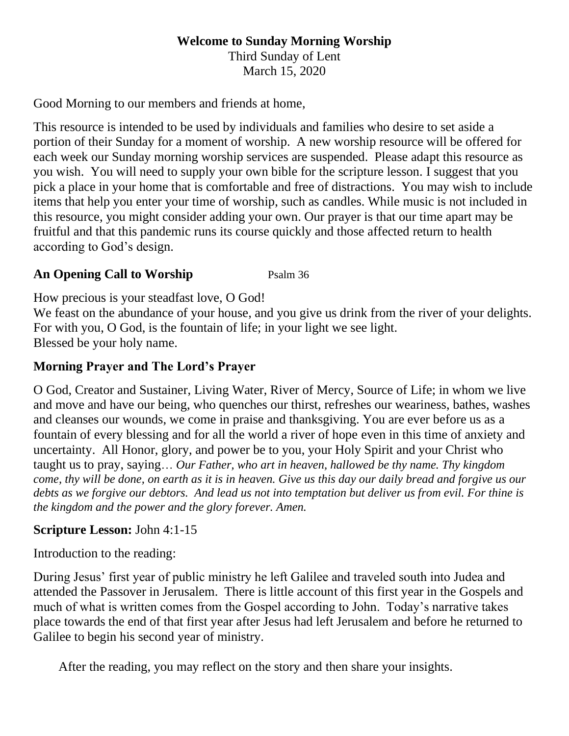**Welcome to Sunday Morning Worship**

Third Sunday of Lent

March 15, 2020

Good Morning to our members and friends at home,

This resource is intended to be used by individuals and families who desire to set aside a portion of their Sunday for a moment of worship. A new worship resource will be offered for each week our Sunday morning worship services are suspended. Please adapt this resource as you wish. You will need to supply your own bible for the scripture lesson. I suggest that you pick a place in your home that is comfortable and free of distractions. You may wish to include items that help you enter your time of worship, such as candles. While music is not included in this resource, you might consider adding your own. Our prayer is that our time apart may be fruitful and that this pandemic runs its course quickly and those affected return to health according to God's design.

## An Opening Call to Worship Psalm 36

How precious is your steadfast love, O God!
We feast on the abundance of your house, and you give us drink from the river of your delights.
For with you, O God, is the fountain of life; in your light we see light.
Blessed be your holy name.

## Morning Prayer and The Lord's Prayer

O God, Creator and Sustainer, Living Water, River of Mercy, Source of Life; in whom we live and move and have our being, who quenches our thirst, refreshes our weariness, bathes, washes and cleanses our wounds, we come in praise and thanksgiving. You are ever before us as a fountain of every blessing and for all the world a river of hope even in this time of anxiety and uncertainty. All Honor, glory, and power be to you, your Holy Spirit and your Christ who taught us to pray, saying… *Our Father, who art in heaven, hallowed be thy name. Thy kingdom come, thy will be done, on earth as it is in heaven. Give us this day our daily bread and forgive us our debts as we forgive our debtors. And lead us not into temptation but deliver us from evil. For thine is the kingdom and the power and the glory forever. Amen.*

**Scripture Lesson:** John 4:1-15

Introduction to the reading:

During Jesus' first year of public ministry he left Galilee and traveled south into Judea and attended the Passover in Jerusalem. There is little account of this first year in the Gospels and much of what is written comes from the Gospel according to John. Today's narrative takes place towards the end of that first year after Jesus had left Jerusalem and before he returned to Galilee to begin his second year of ministry.

After the reading, you may reflect on the story and then share your insights.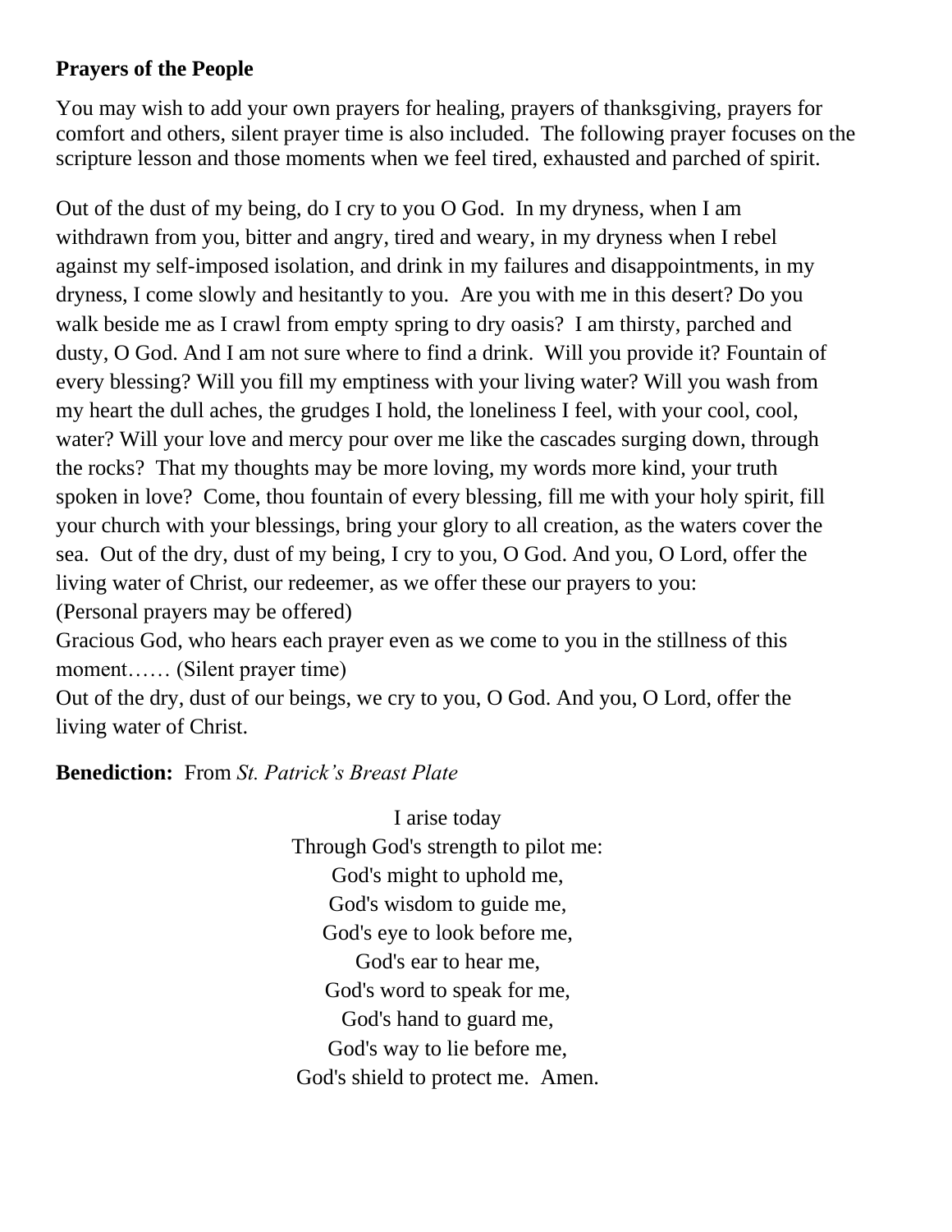**Prayers of the People**

You may wish to add your own prayers for healing, prayers of thanksgiving, prayers for comfort and others, silent prayer time is also included. The following prayer focuses on the scripture lesson and those moments when we feel tired, exhausted and parched of spirit.

Out of the dust of my being, do I cry to you O God. In my dryness, when I am withdrawn from you, bitter and angry, tired and weary, in my dryness when I rebel against my self-imposed isolation, and drink in my failures and disappointments, in my dryness, I come slowly and hesitantly to you. Are you with me in this desert? Do you walk beside me as I crawl from empty spring to dry oasis? I am thirsty, parched and dusty, O God. And I am not sure where to find a drink. Will you provide it? Fountain of every blessing? Will you fill my emptiness with your living water? Will you wash from my heart the dull aches, the grudges I hold, the loneliness I feel, with your cool, cool, water? Will your love and mercy pour over me like the cascades surging down, through the rocks? That my thoughts may be more loving, my words more kind, your truth spoken in love? Come, thou fountain of every blessing, fill me with your holy spirit, fill your church with your blessings, bring your glory to all creation, as the waters cover the sea. Out of the dry, dust of my being, I cry to you, O God. And you, O Lord, offer the living water of Christ, our redeemer, as we offer these our prayers to you:
(Personal prayers may be offered)
Gracious God, who hears each prayer even as we come to you in the stillness of this moment…… (Silent prayer time)
Out of the dry, dust of our beings, we cry to you, O God. And you, O Lord, offer the living water of Christ.

**Benediction:** From *St. Patrick's Breast Plate*

I arise today
Through God's strength to pilot me:
God's might to uphold me,
God's wisdom to guide me,
God's eye to look before me,
God's ear to hear me,
God's word to speak for me,
God's hand to guard me,
God's way to lie before me,
God's shield to protect me. Amen.